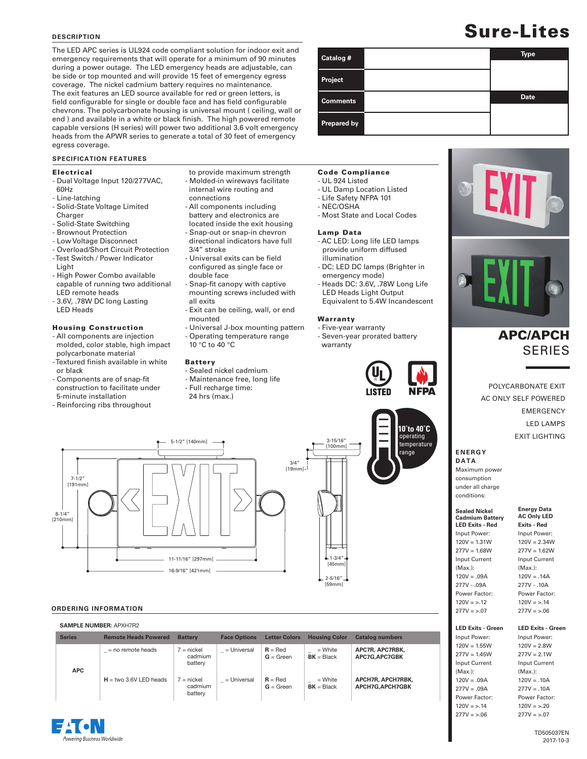# Sure-Lites

## DESCRIPTION

The LED APC series is UL924 code compliant solution for indoor exit and emergency requirements that will operate for a minimum of 90 minutes during a power outage. The LED emergency heads are adjustable, can be side or top mounted and will provide 15 feet of emergency egress coverage. The nickel cadmium battery requires no maintenance.
The exit features an LED source available for red or green letters, is field configurable for single or double face and has field configurable chevrons. The polycarbonate housing is universal mount ( ceiling, wall or end ) and available in a white or black finish. The high powered remote capable versions (H series) will power two additional 3.6 volt emergency heads from the APWR series to generate a total of 30 feet of emergency egress coverage.

| Catalog # | | Type |
|---|---|---|
| Project | | |
| Comments | | Date |
| Prepared by | | |

## SPECIFICATION FEATURES

### Electrical
- Dual Voltage Input 120/277VAC, 60Hz
- Line-latching
- Solid-State Voltage Limited Charger
- Solid-State Switching
- Brownout Protection
- Low Voltage Disconnect
- Overload/Short Circuit Protection
- Test Switch / Power Indicator Light
- High Power Combo available capable of running two additional LED remote heads
- 3.6V, .78W DC long Lasting LED Heads

### Housing Construction
- All components are injection molded, color stable, high impact polycarbonate material
- Textured finish available in white or black
- Components are of snap-fit construction to facilitate under 5-minute installation
- Reinforcing ribs throughout to provide maximum strength
- Molded-in wireways facilitate internal wire routing and connections
- All components including battery and electronics are located inside the exit housing
- Snap-out or snap-in chevron directional indicators have full 3/4" stroke
- Universal exits can be field configured as single face or double face
- Snap-fit canopy with captive mounting screws included with all exits
- Exit can be ceiling, wall, or end mounted
- Universal J-box mounting pattern
- Operating temperature range 10 °C to 40 °C

### Battery
- Sealed nickel cadmium
- Maintenance free, long life
- Full recharge time: 24 hrs (max.)

### Code Compliance
- UL 924 Listed
- UL Damp Location Listed
- Life Safety NFPA 101
- NEC/OSHA
- Most State and Local Codes

### Lamp Data
- AC LED: Long life LED lamps provide uniform diffused illumination
- DC: LED DC lamps (Brighter in emergency mode)
- Heads DC: 3.6V, .78W Long Life LED Heads Light Output Equivalent to 5.4W Incandescent

### Warranty
- Five-year warranty
- Seven-year prorated battery warranty

LISTED NFPA

10°to 40°C operating temperature range

Dimensions: 5-1/2" [140mm]; 7-1/2" [191mm]; 8-1/4" [210mm]; 11-11/16" [297mm]; 16-9/16" [421mm]; 3-15/16" [100mm]; 3/4" [19mm]; 1-3/4" [45mm]; 2-5/16" [59mm]

# APC/APCH SERIES

POLYCARBONATE EXIT
AC ONLY SELF POWERED
EMERGENCY
LED LAMPS
EXIT LIGHTING

## ENERGY DATA

Maximum power consumption under all charge conditions:

| Sealed Nickel Cadmium Battery LED Exits - Red | Energy Data AC Only LED Exits - Red |
|---|---|
| Input Power: | Input Power: |
| 120V = 1.31W | 120V = 2.34W |
| 277V = 1.68W | 277V = 1.62W |
| Input Current (Max.): | Input Current (Max.): |
| 120V = .09A | 120V = .14A |
| 277V - .09A | 277V - .10A |
| Power Factor: | Power Factor: |
| 120V = >.12 | 120V = >.14 |
| 277V = >.07 | 277V = >.06 |

| LED Exits - Green | LED Exits - Green |
|---|---|
| Input Power: | Input Power: |
| 120V = 1.55W | 120V = 2.8W |
| 277V = 1.45W | 277V = 2.1W |
| Input Current (Max.): | Input Current (Max.): |
| 120V = .09A | 120V = .10A |
| 277V = .09A | 277V = .10A |
| Power Factor: | Power Factor: |
| 120V = >.14 | 120V = >.20 |
| 277V = >.06 | 277V = >.07 |

## ORDERING INFORMATION

**SAMPLE NUMBER:** APXH7R2

| Series | Remote Heads Powered | Battery | Face Options | Letter Colors | Housing Color | Catalog numbers |
|---|---|---|---|---|---|---|
| APC | _ = no remote heads | 7 = nickel cadmium battery | _ = Universal | **R** = Red<br>**G** = Green | _ = White<br>**BK** = Black | **APC7R, APC7RBK, APC7G,APC7GBK** |
| | **H** = two 3.6V LED heads | 7 = nickel cadmium battery | _ = Universal | **R** = Red<br>**G** = Green | _ = White<br>**BK** = Black | **APCH7R, APCH7RBK, APCH7G,APCH7GBK** |

EATON Powering Business Worldwide

TD505037EN
2017-10-3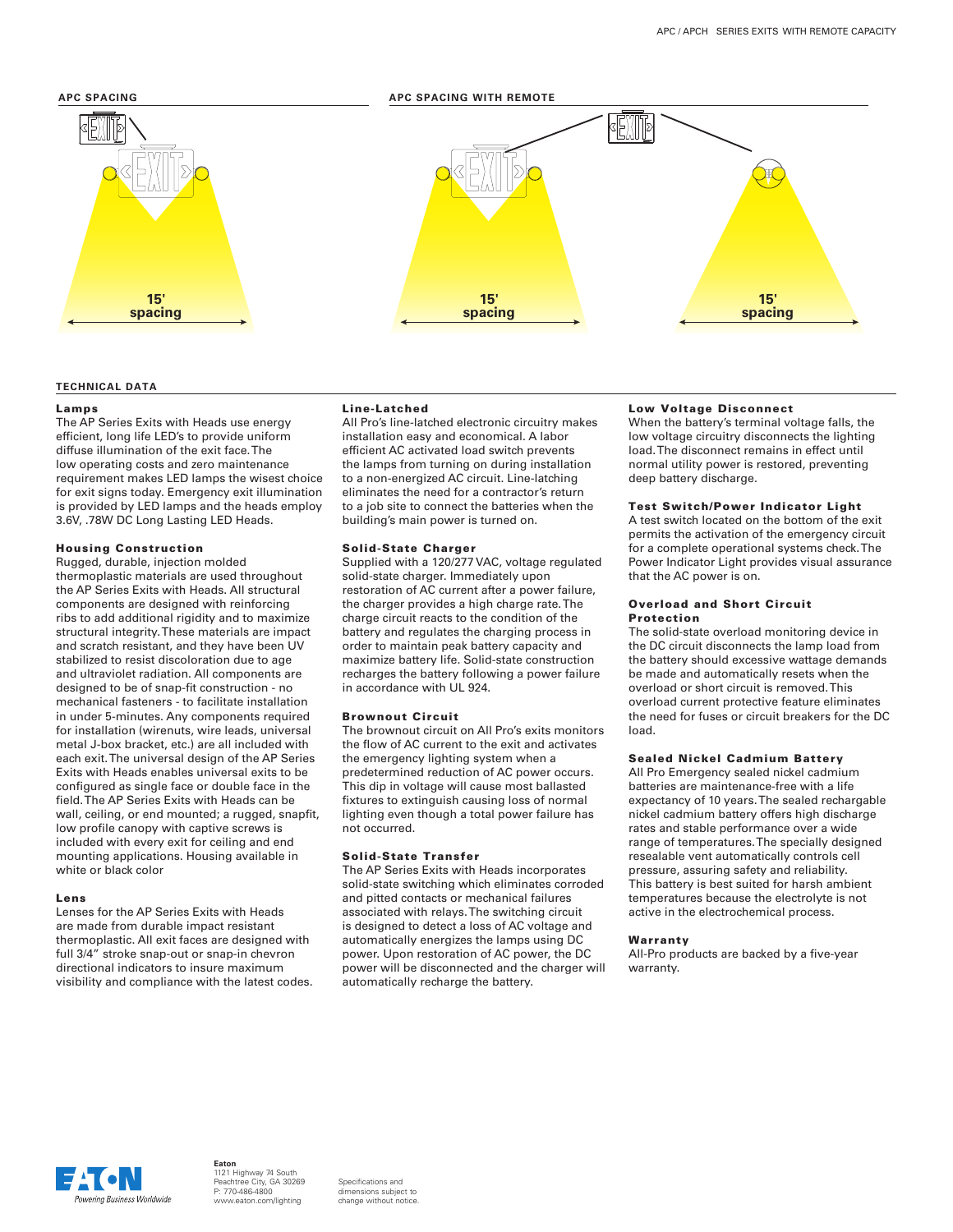## APC SPACING

15' spacing

## APC SPACING WITH REMOTE

15' spacing

15' spacing

## TECHNICAL DATA

### Lamps

The AP Series Exits with Heads use energy efficient, long life LED's to provide uniform diffuse illumination of the exit face. The low operating costs and zero maintenance requirement makes LED lamps the wisest choice for exit signs today. Emergency exit illumination is provided by LED lamps and the heads employ 3.6V, .78W DC Long Lasting LED Heads.

### Housing Construction

Rugged, durable, injection molded thermoplastic materials are used throughout the AP Series Exits with Heads. All structural components are designed with reinforcing ribs to add additional rigidity and to maximize structural integrity. These materials are impact and scratch resistant, and they have been UV stabilized to resist discoloration due to age and ultraviolet radiation. All components are designed to be of snap-fit construction - no mechanical fasteners - to facilitate installation in under 5-minutes. Any components required for installation (wirenuts, wire leads, universal metal J-box bracket, etc.) are all included with each exit. The universal design of the AP Series Exits with Heads enables universal exits to be configured as single face or double face in the field. The AP Series Exits with Heads can be wall, ceiling, or end mounted; a rugged, snapfit, low profile canopy with captive screws is included with every exit for ceiling and end mounting applications. Housing available in white or black color

### Lens

Lenses for the AP Series Exits with Heads are made from durable impact resistant thermoplastic. All exit faces are designed with full 3/4" stroke snap-out or snap-in chevron directional indicators to insure maximum visibility and compliance with the latest codes.

### Line-Latched

All Pro's line-latched electronic circuitry makes installation easy and economical. A labor efficient AC activated load switch prevents the lamps from turning on during installation to a non-energized AC circuit. Line-latching eliminates the need for a contractor's return to a job site to connect the batteries when the building's main power is turned on.

### Solid-State Charger

Supplied with a 120/277 VAC, voltage regulated solid-state charger. Immediately upon restoration of AC current after a power failure, the charger provides a high charge rate. The charge circuit reacts to the condition of the battery and regulates the charging process in order to maintain peak battery capacity and maximize battery life. Solid-state construction recharges the battery following a power failure in accordance with UL 924.

### Brownout Circuit

The brownout circuit on All Pro's exits monitors the flow of AC current to the exit and activates the emergency lighting system when a predetermined reduction of AC power occurs. This dip in voltage will cause most ballasted fixtures to extinguish causing loss of normal lighting even though a total power failure has not occurred.

### Solid-State Transfer

The AP Series Exits with Heads incorporates solid-state switching which eliminates corroded and pitted contacts or mechanical failures associated with relays. The switching circuit is designed to detect a loss of AC voltage and automatically energizes the lamps using DC power. Upon restoration of AC power, the DC power will be disconnected and the charger will automatically recharge the battery.

### Low Voltage Disconnect

When the battery's terminal voltage falls, the low voltage circuitry disconnects the lighting load. The disconnect remains in effect until normal utility power is restored, preventing deep battery discharge.

### Test Switch/Power Indicator Light

A test switch located on the bottom of the exit permits the activation of the emergency circuit for a complete operational systems check. The Power Indicator Light provides visual assurance that the AC power is on.

### Overload and Short Circuit Protection

The solid-state overload monitoring device in the DC circuit disconnects the lamp load from the battery should excessive wattage demands be made and automatically resets when the overload or short circuit is removed. This overload current protective feature eliminates the need for fuses or circuit breakers for the DC load.

### Sealed Nickel Cadmium Battery

All Pro Emergency sealed nickel cadmium batteries are maintenance-free with a life expectancy of 10 years. The sealed rechargable nickel cadmium battery offers high discharge rates and stable performance over a wide range of temperatures. The specially designed resealable vent automatically controls cell pressure, assuring safety and reliability. This battery is best suited for harsh ambient temperatures because the electrolyte is not active in the electrochemical process.

### Warranty

All-Pro products are backed by a five-year warranty.

**Eaton**
1121 Highway 74 South
Peachtree City, GA 30269
P: 770-486-4800
www.eaton.com/lighting

Specifications and dimensions subject to change without notice.